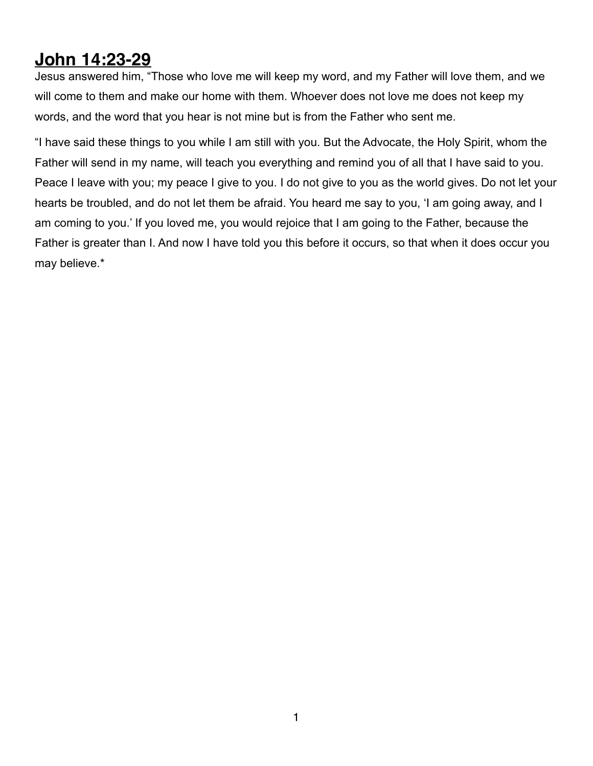# **John 14:23-29**

Jesus answered him, “Those who love me will keep my word, and my Father will love them, and we will come to them and make our home with them. Whoever does not love me does not keep my words, and the word that you hear is not mine but is from the Father who sent me.

“I have said these things to you while I am still with you. But the Advocate, the Holy Spirit, whom the Father will send in my name, will teach you everything and remind you of all that I have said to you. Peace I leave with you; my peace I give to you. I do not give to you as the world gives. Do not let your hearts be troubled, and do not let them be afraid. You heard me say to you, ‘I am going away, and I am coming to you.’ If you loved me, you would rejoice that I am going to the Father, because the Father is greater than I. And now I have told you this before it occurs, so that when it does occur you may believe.*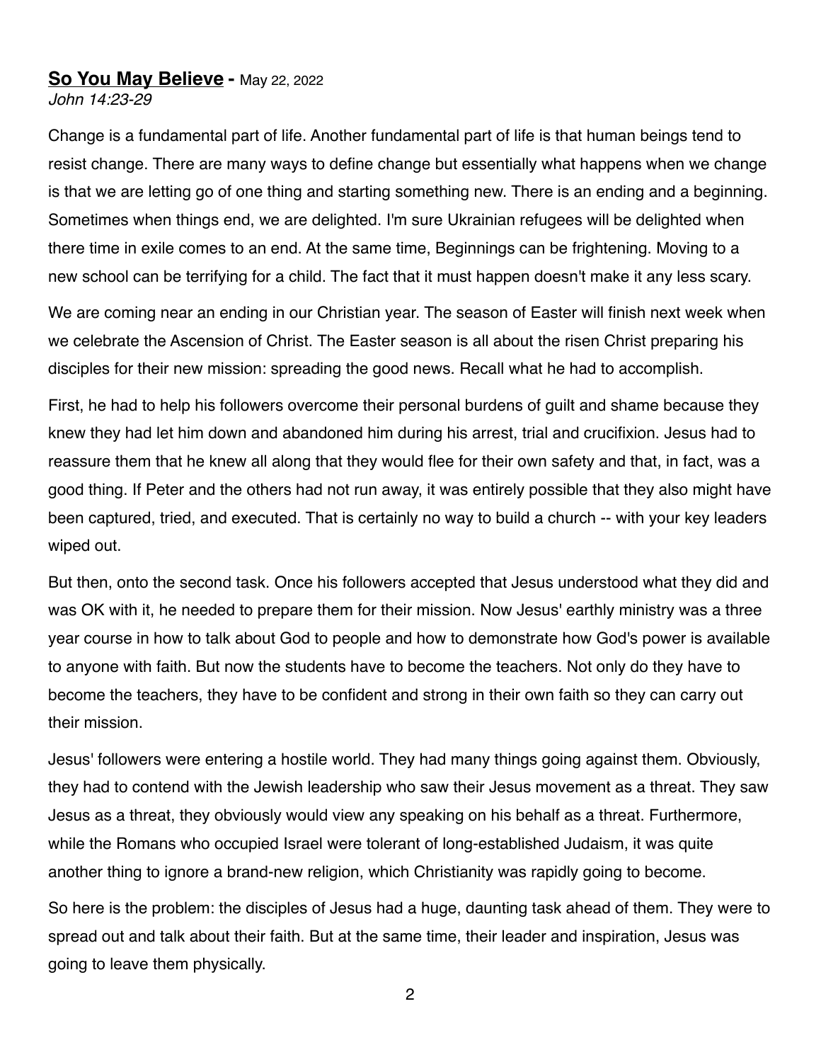**<u>So You May Believe</u> -** May 22, 2022
*John 14:23-29*

Change is a fundamental part of life. Another fundamental part of life is that human beings tend to resist change. There are many ways to define change but essentially what happens when we change is that we are letting go of one thing and starting something new. There is an ending and a beginning. Sometimes when things end, we are delighted. I'm sure Ukrainian refugees will be delighted when there time in exile comes to an end. At the same time, Beginnings can be frightening. Moving to a new school can be terrifying for a child. The fact that it must happen doesn't make it any less scary.

We are coming near an ending in our Christian year. The season of Easter will finish next week when we celebrate the Ascension of Christ. The Easter season is all about the risen Christ preparing his disciples for their new mission: spreading the good news. Recall what he had to accomplish.

First, he had to help his followers overcome their personal burdens of guilt and shame because they knew they had let him down and abandoned him during his arrest, trial and crucifixion. Jesus had to reassure them that he knew all along that they would flee for their own safety and that, in fact, was a good thing. If Peter and the others had not run away, it was entirely possible that they also might have been captured, tried, and executed. That is certainly no way to build a church -- with your key leaders wiped out.

But then, onto the second task. Once his followers accepted that Jesus understood what they did and was OK with it, he needed to prepare them for their mission. Now Jesus' earthly ministry was a three year course in how to talk about God to people and how to demonstrate how God's power is available to anyone with faith. But now the students have to become the teachers. Not only do they have to become the teachers, they have to be confident and strong in their own faith so they can carry out their mission.

Jesus' followers were entering a hostile world. They had many things going against them. Obviously, they had to contend with the Jewish leadership who saw their Jesus movement as a threat. They saw Jesus as a threat, they obviously would view any speaking on his behalf as a threat. Furthermore, while the Romans who occupied Israel were tolerant of long-established Judaism, it was quite another thing to ignore a brand-new religion, which Christianity was rapidly going to become.

So here is the problem: the disciples of Jesus had a huge, daunting task ahead of them. They were to spread out and talk about their faith. But at the same time, their leader and inspiration, Jesus was going to leave them physically.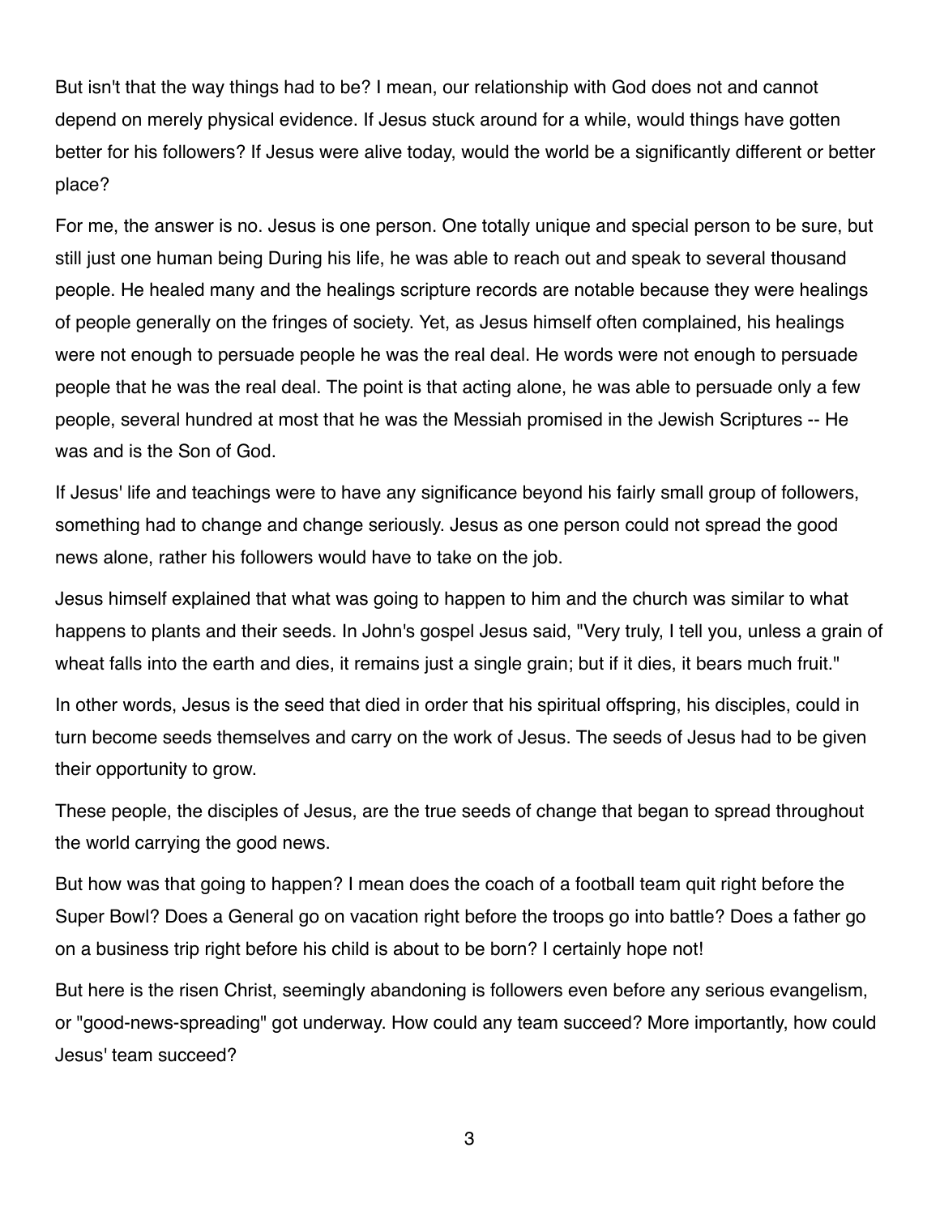But isn't that the way things had to be? I mean, our relationship with God does not and cannot depend on merely physical evidence. If Jesus stuck around for a while, would things have gotten better for his followers? If Jesus were alive today, would the world be a significantly different or better place?

For me, the answer is no. Jesus is one person. One totally unique and special person to be sure, but still just one human being During his life, he was able to reach out and speak to several thousand people. He healed many and the healings scripture records are notable because they were healings of people generally on the fringes of society. Yet, as Jesus himself often complained, his healings were not enough to persuade people he was the real deal. He words were not enough to persuade people that he was the real deal. The point is that acting alone, he was able to persuade only a few people, several hundred at most that he was the Messiah promised in the Jewish Scriptures -- He was and is the Son of God.

If Jesus' life and teachings were to have any significance beyond his fairly small group of followers, something had to change and change seriously. Jesus as one person could not spread the good news alone, rather his followers would have to take on the job.

Jesus himself explained that what was going to happen to him and the church was similar to what happens to plants and their seeds. In John's gospel Jesus said, "Very truly, I tell you, unless a grain of wheat falls into the earth and dies, it remains just a single grain; but if it dies, it bears much fruit."

In other words, Jesus is the seed that died in order that his spiritual offspring, his disciples, could in turn become seeds themselves and carry on the work of Jesus. The seeds of Jesus had to be given their opportunity to grow.

These people, the disciples of Jesus, are the true seeds of change that began to spread throughout the world carrying the good news.

But how was that going to happen? I mean does the coach of a football team quit right before the Super Bowl? Does a General go on vacation right before the troops go into battle? Does a father go on a business trip right before his child is about to be born? I certainly hope not!

But here is the risen Christ, seemingly abandoning is followers even before any serious evangelism, or "good-news-spreading" got underway. How could any team succeed? More importantly, how could Jesus' team succeed?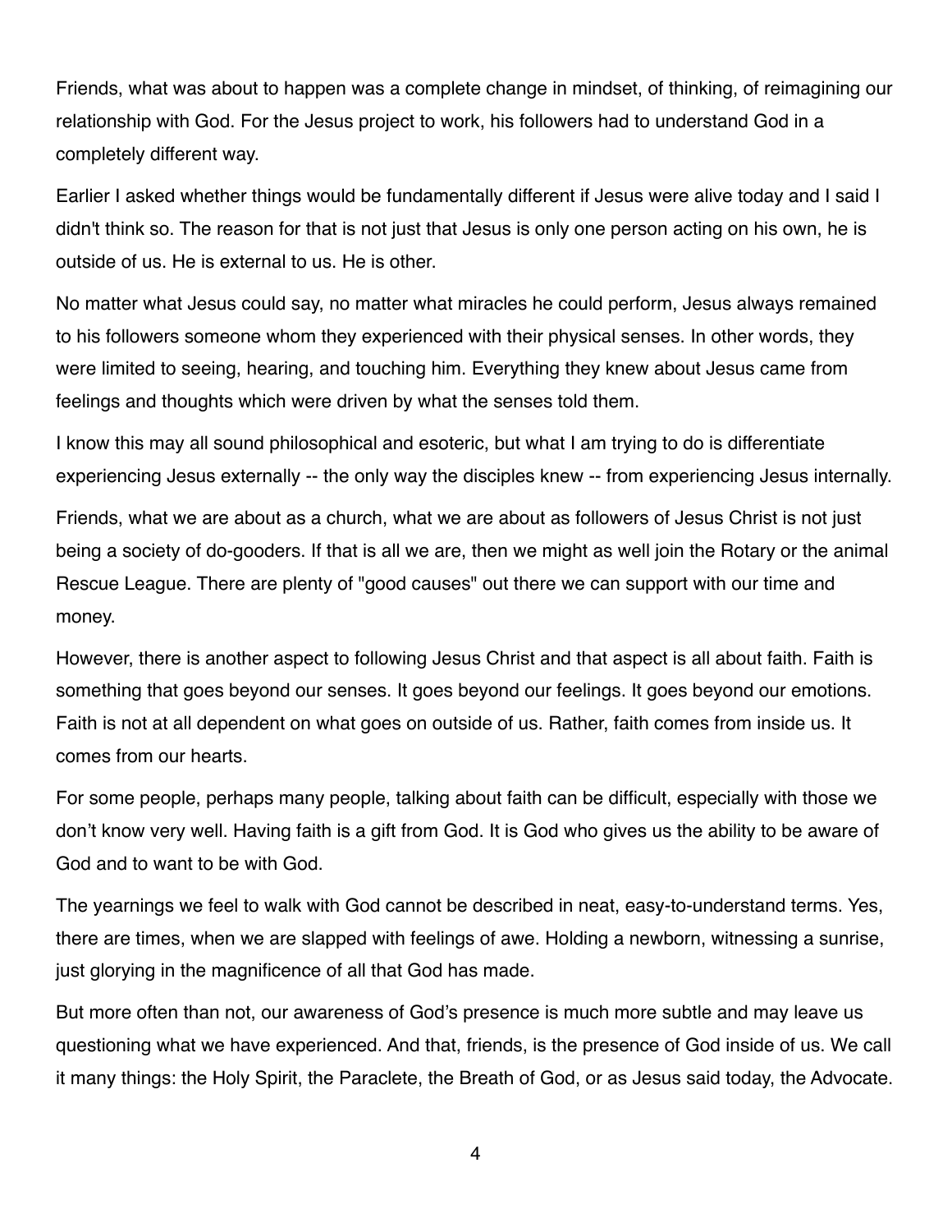Friends, what was about to happen was a complete change in mindset, of thinking, of reimagining our relationship with God. For the Jesus project to work, his followers had to understand God in a completely different way.

Earlier I asked whether things would be fundamentally different if Jesus were alive today and I said I didn't think so. The reason for that is not just that Jesus is only one person acting on his own, he is outside of us. He is external to us. He is other.

No matter what Jesus could say, no matter what miracles he could perform, Jesus always remained to his followers someone whom they experienced with their physical senses. In other words, they were limited to seeing, hearing, and touching him. Everything they knew about Jesus came from feelings and thoughts which were driven by what the senses told them.

I know this may all sound philosophical and esoteric, but what I am trying to do is differentiate experiencing Jesus externally -- the only way the disciples knew -- from experiencing Jesus internally.

Friends, what we are about as a church, what we are about as followers of Jesus Christ is not just being a society of do-gooders. If that is all we are, then we might as well join the Rotary or the animal Rescue League. There are plenty of "good causes" out there we can support with our time and money.

However, there is another aspect to following Jesus Christ and that aspect is all about faith. Faith is something that goes beyond our senses. It goes beyond our feelings. It goes beyond our emotions. Faith is not at all dependent on what goes on outside of us. Rather, faith comes from inside us. It comes from our hearts.

For some people, perhaps many people, talking about faith can be difficult, especially with those we don't know very well. Having faith is a gift from God. It is God who gives us the ability to be aware of God and to want to be with God.

The yearnings we feel to walk with God cannot be described in neat, easy-to-understand terms. Yes, there are times, when we are slapped with feelings of awe. Holding a newborn, witnessing a sunrise, just glorying in the magnificence of all that God has made.

But more often than not, our awareness of God's presence is much more subtle and may leave us questioning what we have experienced. And that, friends, is the presence of God inside of us. We call it many things: the Holy Spirit, the Paraclete, the Breath of God, or as Jesus said today, the Advocate.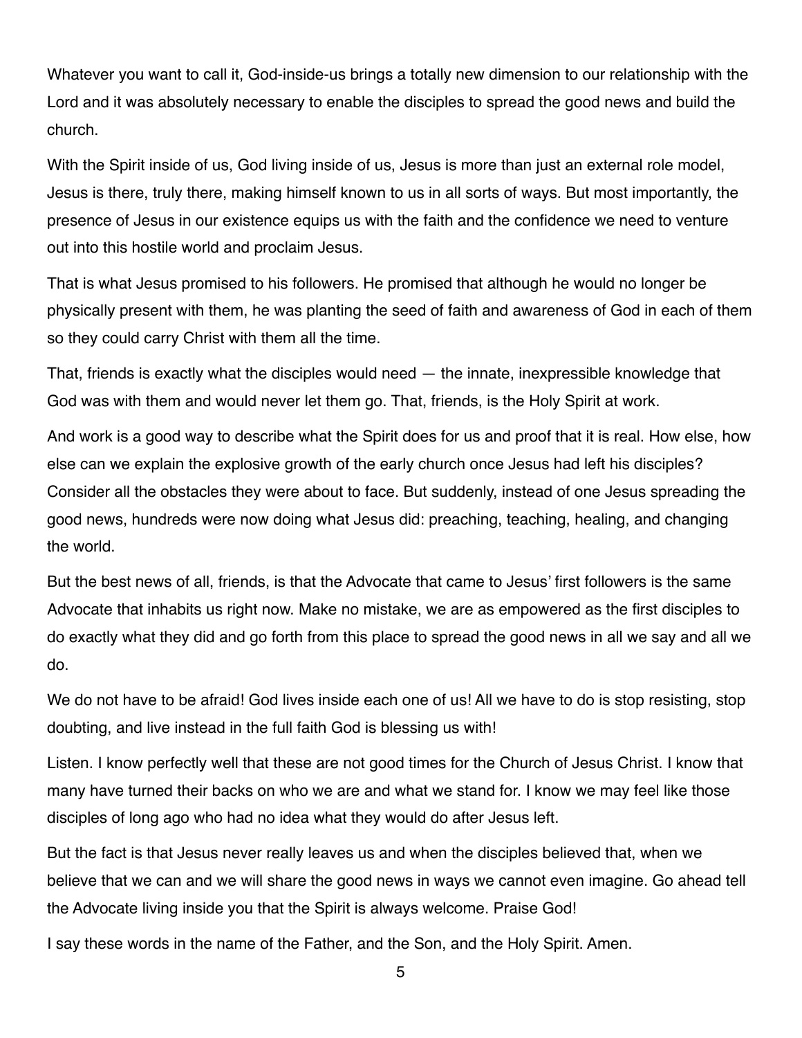Whatever you want to call it, God-inside-us brings a totally new dimension to our relationship with the Lord and it was absolutely necessary to enable the disciples to spread the good news and build the church.

With the Spirit inside of us, God living inside of us, Jesus is more than just an external role model, Jesus is there, truly there, making himself known to us in all sorts of ways. But most importantly, the presence of Jesus in our existence equips us with the faith and the confidence we need to venture out into this hostile world and proclaim Jesus.

That is what Jesus promised to his followers. He promised that although he would no longer be physically present with them, he was planting the seed of faith and awareness of God in each of them so they could carry Christ with them all the time.

That, friends is exactly what the disciples would need — the innate, inexpressible knowledge that God was with them and would never let them go. That, friends, is the Holy Spirit at work.

And work is a good way to describe what the Spirit does for us and proof that it is real. How else, how else can we explain the explosive growth of the early church once Jesus had left his disciples? Consider all the obstacles they were about to face. But suddenly, instead of one Jesus spreading the good news, hundreds were now doing what Jesus did: preaching, teaching, healing, and changing the world.

But the best news of all, friends, is that the Advocate that came to Jesus' first followers is the same Advocate that inhabits us right now. Make no mistake, we are as empowered as the first disciples to do exactly what they did and go forth from this place to spread the good news in all we say and all we do.

We do not have to be afraid! God lives inside each one of us! All we have to do is stop resisting, stop doubting, and live instead in the full faith God is blessing us with!

Listen. I know perfectly well that these are not good times for the Church of Jesus Christ. I know that many have turned their backs on who we are and what we stand for. I know we may feel like those disciples of long ago who had no idea what they would do after Jesus left.

But the fact is that Jesus never really leaves us and when the disciples believed that, when we believe that we can and we will share the good news in ways we cannot even imagine. Go ahead tell the Advocate living inside you that the Spirit is always welcome. Praise God!

I say these words in the name of the Father, and the Son, and the Holy Spirit. Amen.